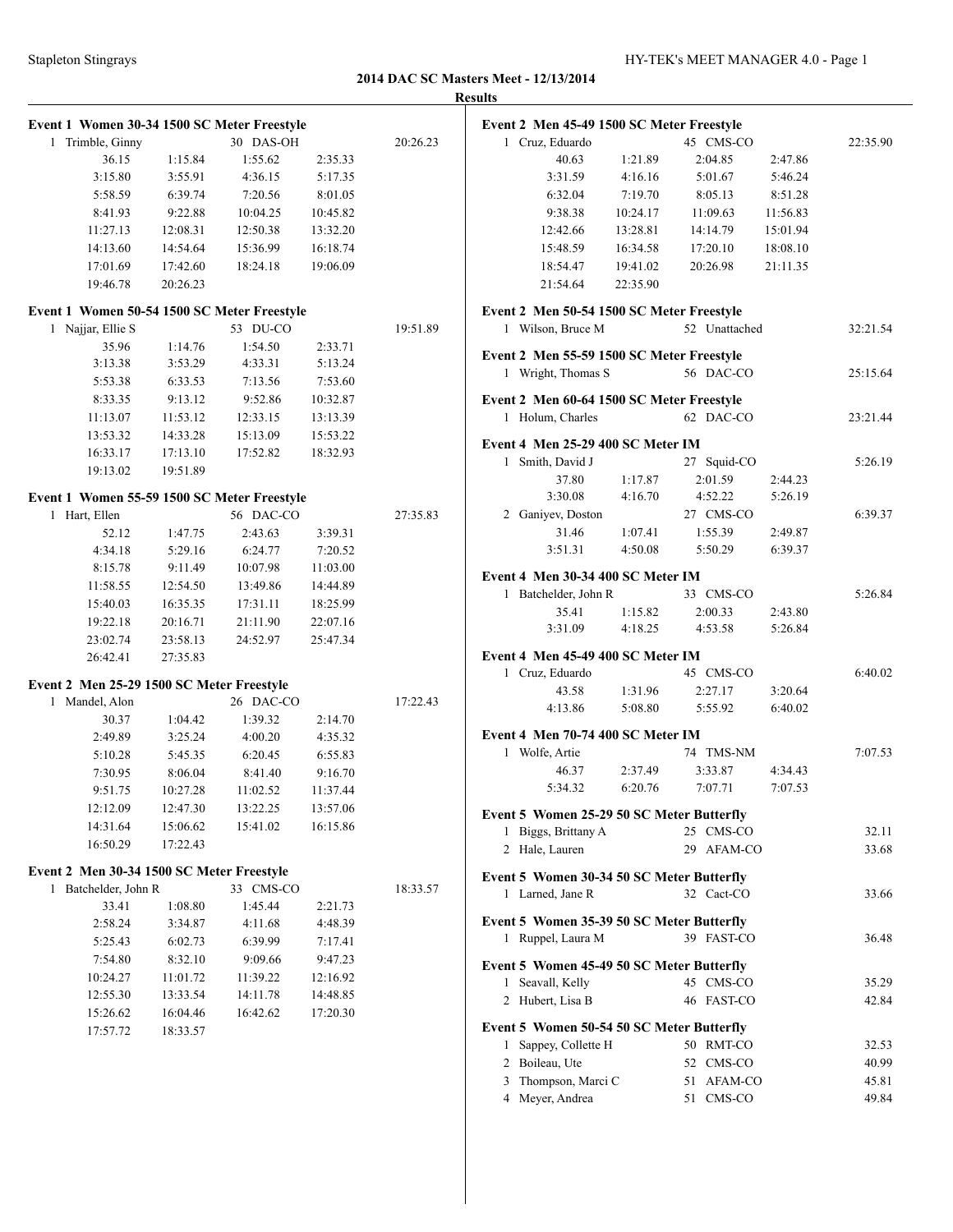## 2014 DAC SC Masters Meet - 12/13/2014

### Results

**Event 1 Women 30-34 1500 SC Meter Freestyle**

| | Name | Age | Team | Finals Time |
|---|---|---|---|---|
| 1 | Trimble, Ginny | 30 | DAS-OH | 20:26.23 |

36.15 1:15.84 1:55.62 2:35.33
3:15.80 3:55.91 4:36.15 5:17.35
5:58.59 6:39.74 7:20.56 8:01.05
8:41.93 9:22.88 10:04.25 10:45.82
11:27.13 12:08.31 12:50.38 13:32.20
14:13.60 14:54.64 15:36.99 16:18.74
17:01.69 17:42.60 18:24.18 19:06.09
19:46.78 20:26.23

**Event 1 Women 50-54 1500 SC Meter Freestyle**

| | Name | Age | Team | Finals Time |
|---|---|---|---|---|
| 1 | Najjar, Ellie S | 53 | DU-CO | 19:51.89 |

35.96 1:14.76 1:54.50 2:33.71
3:13.38 3:53.29 4:33.31 5:13.24
5:53.38 6:33.53 7:13.56 7:53.60
8:33.35 9:13.12 9:52.86 10:32.87
11:13.07 11:53.12 12:33.15 13:13.39
13:53.32 14:33.28 15:13.09 15:53.22
16:33.17 17:13.10 17:52.82 18:32.93
19:13.02 19:51.89

**Event 1 Women 55-59 1500 SC Meter Freestyle**

| | Name | Age | Team | Finals Time |
|---|---|---|---|---|
| 1 | Hart, Ellen | 56 | DAC-CO | 27:35.83 |

52.12 1:47.75 2:43.63 3:39.31
4:34.18 5:29.16 6:24.77 7:20.52
8:15.78 9:11.49 10:07.98 11:03.00
11:58.55 12:54.50 13:49.86 14:44.89
15:40.03 16:35.35 17:31.11 18:25.99
19:22.18 20:16.71 21:11.90 22:07.16
23:02.74 23:58.13 24:52.97 25:47.34
26:42.41 27:35.83

**Event 2 Men 25-29 1500 SC Meter Freestyle**

| | Name | Age | Team | Finals Time |
|---|---|---|---|---|
| 1 | Mandel, Alon | 26 | DAC-CO | 17:22.43 |

30.37 1:04.42 1:39.32 2:14.70
2:49.89 3:25.24 4:00.20 4:35.32
5:10.28 5:45.35 6:20.45 6:55.83
7:30.95 8:06.04 8:41.40 9:16.70
9:51.75 10:27.28 11:02.52 11:37.44
12:12.09 12:47.30 13:22.25 13:57.06
14:31.64 15:06.62 15:41.02 16:15.86
16:50.29 17:22.43

**Event 2 Men 30-34 1500 SC Meter Freestyle**

| | Name | Age | Team | Finals Time |
|---|---|---|---|---|
| 1 | Batchelder, John R | 33 | CMS-CO | 18:33.57 |

33.41 1:08.80 1:45.44 2:21.73
2:58.24 3:34.87 4:11.68 4:48.39
5:25.43 6:02.73 6:39.99 7:17.41
7:54.80 8:32.10 9:09.66 9:47.23
10:24.27 11:01.72 11:39.22 12:16.92
12:55.30 13:33.54 14:11.78 14:48.85
15:26.62 16:04.46 16:42.62 17:20.30
17:57.72 18:33.57

**Event 2 Men 45-49 1500 SC Meter Freestyle**

| | Name | Age | Team | Finals Time |
|---|---|---|---|---|
| 1 | Cruz, Eduardo | 45 | CMS-CO | 22:35.90 |

40.63 1:21.89 2:04.85 2:47.86
3:31.59 4:16.16 5:01.67 5:46.24
6:32.04 7:19.70 8:05.13 8:51.28
9:38.38 10:24.17 11:09.63 11:56.83
12:42.66 13:28.81 14:14.79 15:01.94
15:48.59 16:34.58 17:20.10 18:08.10
18:54.47 19:41.02 20:26.98 21:11.35
21:54.64 22:35.90

**Event 2 Men 50-54 1500 SC Meter Freestyle**

| | Name | Age | Team | Finals Time |
|---|---|---|---|---|
| 1 | Wilson, Bruce M | 52 | Unattached | 32:21.54 |

**Event 2 Men 55-59 1500 SC Meter Freestyle**

| | Name | Age | Team | Finals Time |
|---|---|---|---|---|
| 1 | Wright, Thomas S | 56 | DAC-CO | 25:15.64 |

**Event 2 Men 60-64 1500 SC Meter Freestyle**

| | Name | Age | Team | Finals Time |
|---|---|---|---|---|
| 1 | Holum, Charles | 62 | DAC-CO | 23:21.44 |

**Event 4 Men 25-29 400 SC Meter IM**

| | Name | Age | Team | Finals Time |
|---|---|---|---|---|
| 1 | Smith, David J | 27 | Squid-CO | 5:26.19 |

37.80 1:17.87 2:01.59 2:44.23
3:30.08 4:16.70 4:52.22 5:26.19

| | Name | Age | Team | Finals Time |
|---|---|---|---|---|
| 2 | Ganiyev, Doston | 27 | CMS-CO | 6:39.37 |

31.46 1:07.41 1:55.39 2:49.87
3:51.31 4:50.08 5:50.29 6:39.37

**Event 4 Men 30-34 400 SC Meter IM**

| | Name | Age | Team | Finals Time |
|---|---|---|---|---|
| 1 | Batchelder, John R | 33 | CMS-CO | 5:26.84 |

35.41 1:15.82 2:00.33 2:43.80
3:31.09 4:18.25 4:53.58 5:26.84

**Event 4 Men 45-49 400 SC Meter IM**

| | Name | Age | Team | Finals Time |
|---|---|---|---|---|
| 1 | Cruz, Eduardo | 45 | CMS-CO | 6:40.02 |

43.58 1:31.96 2:27.17 3:20.64
4:13.86 5:08.80 5:55.92 6:40.02

**Event 4 Men 70-74 400 SC Meter IM**

| | Name | Age | Team | Finals Time |
|---|---|---|---|---|
| 1 | Wolfe, Artie | 74 | TMS-NM | 7:07.53 |

46.37 2:37.49 3:33.87 4:34.43
5:34.32 6:20.76 7:07.71 7:07.53

**Event 5 Women 25-29 50 SC Meter Butterfly**

| | Name | Age | Team | Finals Time |
|---|---|---|---|---|
| 1 | Biggs, Brittany A | 25 | CMS-CO | 32.11 |
| 2 | Hale, Lauren | 29 | AFAM-CO | 33.68 |

**Event 5 Women 30-34 50 SC Meter Butterfly**

| | Name | Age | Team | Finals Time |
|---|---|---|---|---|
| 1 | Larned, Jane R | 32 | Cact-CO | 33.66 |

**Event 5 Women 35-39 50 SC Meter Butterfly**

| | Name | Age | Team | Finals Time |
|---|---|---|---|---|
| 1 | Ruppel, Laura M | 39 | FAST-CO | 36.48 |

**Event 5 Women 45-49 50 SC Meter Butterfly**

| | Name | Age | Team | Finals Time |
|---|---|---|---|---|
| 1 | Seavall, Kelly | 45 | CMS-CO | 35.29 |
| 2 | Hubert, Lisa B | 46 | FAST-CO | 42.84 |

**Event 5 Women 50-54 50 SC Meter Butterfly**

| | Name | Age | Team | Finals Time |
|---|---|---|---|---|
| 1 | Sappey, Collette H | 50 | RMT-CO | 32.53 |
| 2 | Boileau, Ute | 52 | CMS-CO | 40.99 |
| 3 | Thompson, Marci C | 51 | AFAM-CO | 45.81 |
| 4 | Meyer, Andrea | 51 | CMS-CO | 49.84 |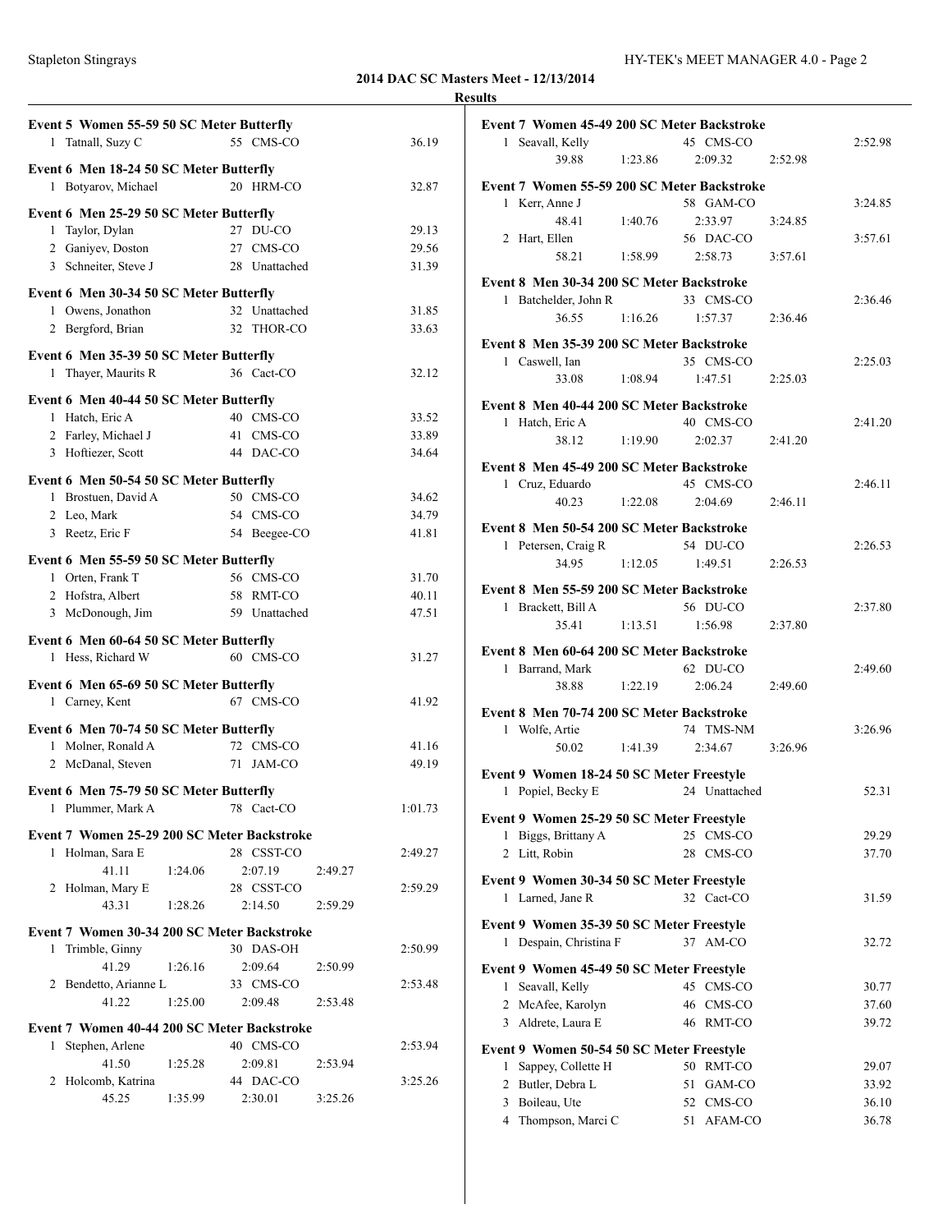**2014 DAC SC Masters Meet - 12/13/2014**

**Results**

### Event 5 Women 55-59 50 SC Meter Butterfly

| Place | Name | Age | Team | Time |
|---|---|---|---|---|
| 1 | Tatnall, Suzy C | 55 | CMS-CO | 36.19 |

### Event 6 Men 18-24 50 SC Meter Butterfly

| Place | Name | Age | Team | Time |
|---|---|---|---|---|
| 1 | Botyarov, Michael | 20 | HRM-CO | 32.87 |

### Event 6 Men 25-29 50 SC Meter Butterfly

| Place | Name | Age | Team | Time |
|---|---|---|---|---|
| 1 | Taylor, Dylan | 27 | DU-CO | 29.13 |
| 2 | Ganiyev, Doston | 27 | CMS-CO | 29.56 |
| 3 | Schneiter, Steve J | 28 | Unattached | 31.39 |

### Event 6 Men 30-34 50 SC Meter Butterfly

| Place | Name | Age | Team | Time |
|---|---|---|---|---|
| 1 | Owens, Jonathon | 32 | Unattached | 31.85 |
| 2 | Bergford, Brian | 32 | THOR-CO | 33.63 |

### Event 6 Men 35-39 50 SC Meter Butterfly

| Place | Name | Age | Team | Time |
|---|---|---|---|---|
| 1 | Thayer, Maurits R | 36 | Cact-CO | 32.12 |

### Event 6 Men 40-44 50 SC Meter Butterfly

| Place | Name | Age | Team | Time |
|---|---|---|---|---|
| 1 | Hatch, Eric A | 40 | CMS-CO | 33.52 |
| 2 | Farley, Michael J | 41 | CMS-CO | 33.89 |
| 3 | Hoftiezer, Scott | 44 | DAC-CO | 34.64 |

### Event 6 Men 50-54 50 SC Meter Butterfly

| Place | Name | Age | Team | Time |
|---|---|---|---|---|
| 1 | Brostuen, David A | 50 | CMS-CO | 34.62 |
| 2 | Leo, Mark | 54 | CMS-CO | 34.79 |
| 3 | Reetz, Eric F | 54 | Beegee-CO | 41.81 |

### Event 6 Men 55-59 50 SC Meter Butterfly

| Place | Name | Age | Team | Time |
|---|---|---|---|---|
| 1 | Orten, Frank T | 56 | CMS-CO | 31.70 |
| 2 | Hofstra, Albert | 58 | RMT-CO | 40.11 |
| 3 | McDonough, Jim | 59 | Unattached | 47.51 |

### Event 6 Men 60-64 50 SC Meter Butterfly

| Place | Name | Age | Team | Time |
|---|---|---|---|---|
| 1 | Hess, Richard W | 60 | CMS-CO | 31.27 |

### Event 6 Men 65-69 50 SC Meter Butterfly

| Place | Name | Age | Team | Time |
|---|---|---|---|---|
| 1 | Carney, Kent | 67 | CMS-CO | 41.92 |

### Event 6 Men 70-74 50 SC Meter Butterfly

| Place | Name | Age | Team | Time |
|---|---|---|---|---|
| 1 | Molner, Ronald A | 72 | CMS-CO | 41.16 |
| 2 | McDanal, Steven | 71 | JAM-CO | 49.19 |

### Event 6 Men 75-79 50 SC Meter Butterfly

| Place | Name | Age | Team | Time |
|---|---|---|---|---|
| 1 | Plummer, Mark A | 78 | Cact-CO | 1:01.73 |

### Event 7 Women 25-29 200 SC Meter Backstroke

| Place | Name | Age | Team | Time |
|---|---|---|---|---|
| 1 | Holman, Sara E | 28 | CSST-CO | 2:49.27 |
| | 41.11 / 1:24.06 / 2:07.19 / 2:49.27 | | | |
| 2 | Holman, Mary E | 28 | CSST-CO | 2:59.29 |
| | 43.31 / 1:28.26 / 2:14.50 / 2:59.29 | | | |

### Event 7 Women 30-34 200 SC Meter Backstroke

| Place | Name | Age | Team | Time |
|---|---|---|---|---|
| 1 | Trimble, Ginny | 30 | DAS-OH | 2:50.99 |
| | 41.29 / 1:26.16 / 2:09.64 / 2:50.99 | | | |
| 2 | Bendetto, Arianne L | 33 | CMS-CO | 2:53.48 |
| | 41.22 / 1:25.00 / 2:09.48 / 2:53.48 | | | |

### Event 7 Women 40-44 200 SC Meter Backstroke

| Place | Name | Age | Team | Time |
|---|---|---|---|---|
| 1 | Stephen, Arlene | 40 | CMS-CO | 2:53.94 |
| | 41.50 / 1:25.28 / 2:09.81 / 2:53.94 | | | |
| 2 | Holcomb, Katrina | 44 | DAC-CO | 3:25.26 |
| | 45.25 / 1:35.99 / 2:30.01 / 3:25.26 | | | |

### Event 7 Women 45-49 200 SC Meter Backstroke

| Place | Name | Age | Team | Time |
|---|---|---|---|---|
| 1 | Seavall, Kelly | 45 | CMS-CO | 2:52.98 |
| | 39.88 / 1:23.86 / 2:09.32 / 2:52.98 | | | |

### Event 7 Women 55-59 200 SC Meter Backstroke

| Place | Name | Age | Team | Time |
|---|---|---|---|---|
| 1 | Kerr, Anne J | 58 | GAM-CO | 3:24.85 |
| | 48.41 / 1:40.76 / 2:33.97 / 3:24.85 | | | |
| 2 | Hart, Ellen | 56 | DAC-CO | 3:57.61 |
| | 58.21 / 1:58.99 / 2:58.73 / 3:57.61 | | | |

### Event 8 Men 30-34 200 SC Meter Backstroke

| Place | Name | Age | Team | Time |
|---|---|---|---|---|
| 1 | Batchelder, John R | 33 | CMS-CO | 2:36.46 |
| | 36.55 / 1:16.26 / 1:57.37 / 2:36.46 | | | |

### Event 8 Men 35-39 200 SC Meter Backstroke

| Place | Name | Age | Team | Time |
|---|---|---|---|---|
| 1 | Caswell, Ian | 35 | CMS-CO | 2:25.03 |
| | 33.08 / 1:08.94 / 1:47.51 / 2:25.03 | | | |

### Event 8 Men 40-44 200 SC Meter Backstroke

| Place | Name | Age | Team | Time |
|---|---|---|---|---|
| 1 | Hatch, Eric A | 40 | CMS-CO | 2:41.20 |
| | 38.12 / 1:19.90 / 2:02.37 / 2:41.20 | | | |

### Event 8 Men 45-49 200 SC Meter Backstroke

| Place | Name | Age | Team | Time |
|---|---|---|---|---|
| 1 | Cruz, Eduardo | 45 | CMS-CO | 2:46.11 |
| | 40.23 / 1:22.08 / 2:04.69 / 2:46.11 | | | |

### Event 8 Men 50-54 200 SC Meter Backstroke

| Place | Name | Age | Team | Time |
|---|---|---|---|---|
| 1 | Petersen, Craig R | 54 | DU-CO | 2:26.53 |
| | 34.95 / 1:12.05 / 1:49.51 / 2:26.53 | | | |

### Event 8 Men 55-59 200 SC Meter Backstroke

| Place | Name | Age | Team | Time |
|---|---|---|---|---|
| 1 | Brackett, Bill A | 56 | DU-CO | 2:37.80 |
| | 35.41 / 1:13.51 / 1:56.98 / 2:37.80 | | | |

### Event 8 Men 60-64 200 SC Meter Backstroke

| Place | Name | Age | Team | Time |
|---|---|---|---|---|
| 1 | Barrand, Mark | 62 | DU-CO | 2:49.60 |
| | 38.88 / 1:22.19 / 2:06.24 / 2:49.60 | | | |

### Event 8 Men 70-74 200 SC Meter Backstroke

| Place | Name | Age | Team | Time |
|---|---|---|---|---|
| 1 | Wolfe, Artie | 74 | TMS-NM | 3:26.96 |
| | 50.02 / 1:41.39 / 2:34.67 / 3:26.96 | | | |

### Event 9 Women 18-24 50 SC Meter Freestyle

| Place | Name | Age | Team | Time |
|---|---|---|---|---|
| 1 | Popiel, Becky E | 24 | Unattached | 52.31 |

### Event 9 Women 25-29 50 SC Meter Freestyle

| Place | Name | Age | Team | Time |
|---|---|---|---|---|
| 1 | Biggs, Brittany A | 25 | CMS-CO | 29.29 |
| 2 | Litt, Robin | 28 | CMS-CO | 37.70 |

### Event 9 Women 30-34 50 SC Meter Freestyle

| Place | Name | Age | Team | Time |
|---|---|---|---|---|
| 1 | Larned, Jane R | 32 | Cact-CO | 31.59 |

### Event 9 Women 35-39 50 SC Meter Freestyle

| Place | Name | Age | Team | Time |
|---|---|---|---|---|
| 1 | Despain, Christina F | 37 | AM-CO | 32.72 |

### Event 9 Women 45-49 50 SC Meter Freestyle

| Place | Name | Age | Team | Time |
|---|---|---|---|---|
| 1 | Seavall, Kelly | 45 | CMS-CO | 30.77 |
| 2 | McAfee, Karolyn | 46 | CMS-CO | 37.60 |
| 3 | Aldrete, Laura E | 46 | RMT-CO | 39.72 |

### Event 9 Women 50-54 50 SC Meter Freestyle

| Place | Name | Age | Team | Time |
|---|---|---|---|---|
| 1 | Sappey, Collette H | 50 | RMT-CO | 29.07 |
| 2 | Butler, Debra L | 51 | GAM-CO | 33.92 |
| 3 | Boileau, Ute | 52 | CMS-CO | 36.10 |
| 4 | Thompson, Marci C | 51 | AFAM-CO | 36.78 |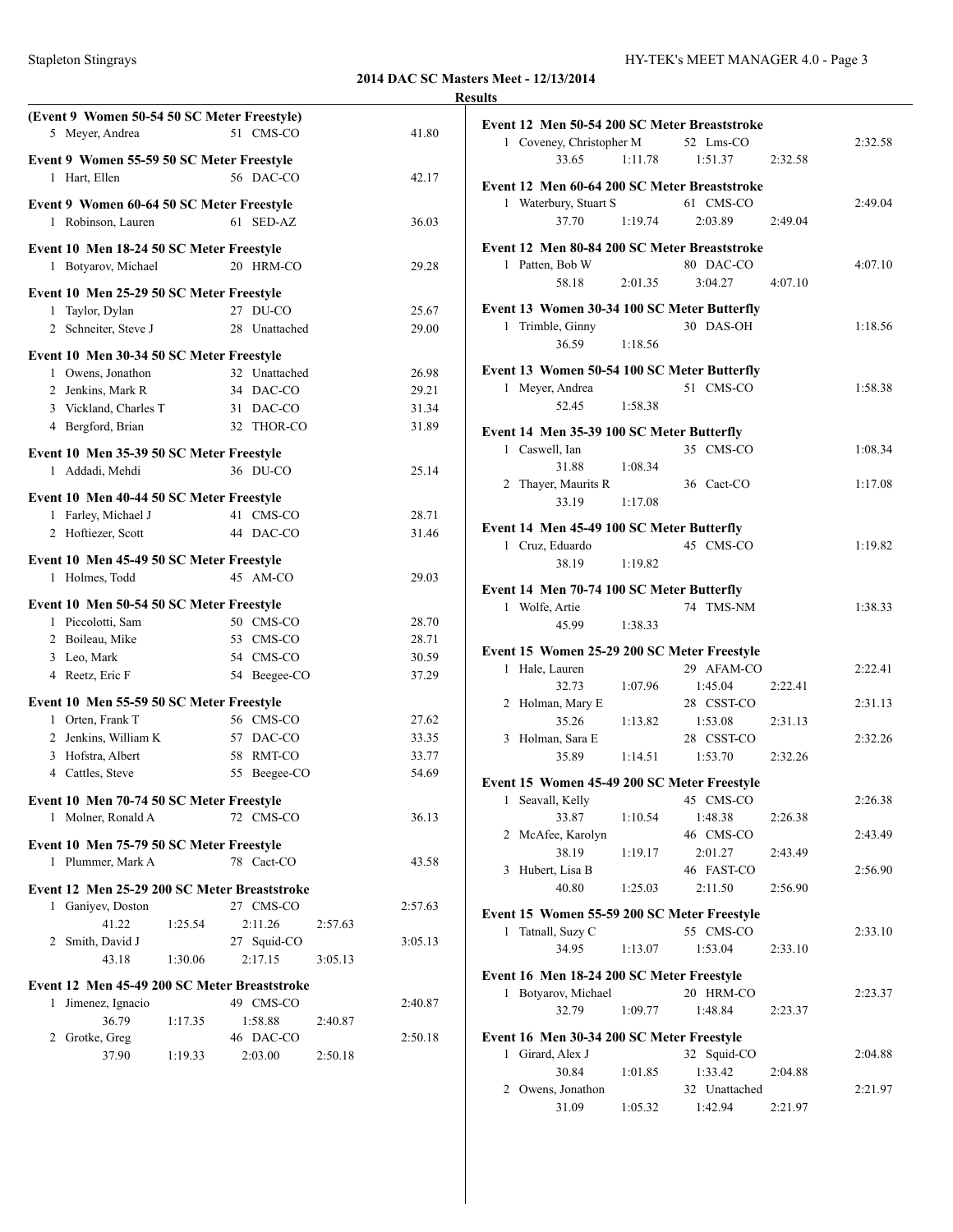**2014 DAC SC Masters Meet - 12/13/2014**

**Results**

**(Event 9 Women 50-54 50 SC Meter Freestyle)**

| Place | Name | Age | Team | Time |
|---|---|---|---|---|
| 5 | Meyer, Andrea | 51 | CMS-CO | 41.80 |

**Event 9 Women 55-59 50 SC Meter Freestyle**

| Place | Name | Age | Team | Time |
|---|---|---|---|---|
| 1 | Hart, Ellen | 56 | DAC-CO | 42.17 |

**Event 9 Women 60-64 50 SC Meter Freestyle**

| Place | Name | Age | Team | Time |
|---|---|---|---|---|
| 1 | Robinson, Lauren | 61 | SED-AZ | 36.03 |

**Event 10 Men 18-24 50 SC Meter Freestyle**

| Place | Name | Age | Team | Time |
|---|---|---|---|---|
| 1 | Botyarov, Michael | 20 | HRM-CO | 29.28 |

**Event 10 Men 25-29 50 SC Meter Freestyle**

| Place | Name | Age | Team | Time |
|---|---|---|---|---|
| 1 | Taylor, Dylan | 27 | DU-CO | 25.67 |
| 2 | Schneiter, Steve J | 28 | Unattached | 29.00 |

**Event 10 Men 30-34 50 SC Meter Freestyle**

| Place | Name | Age | Team | Time |
|---|---|---|---|---|
| 1 | Owens, Jonathon | 32 | Unattached | 26.98 |
| 2 | Jenkins, Mark R | 34 | DAC-CO | 29.21 |
| 3 | Vickland, Charles T | 31 | DAC-CO | 31.34 |
| 4 | Bergford, Brian | 32 | THOR-CO | 31.89 |

**Event 10 Men 35-39 50 SC Meter Freestyle**

| Place | Name | Age | Team | Time |
|---|---|---|---|---|
| 1 | Addadi, Mehdi | 36 | DU-CO | 25.14 |

**Event 10 Men 40-44 50 SC Meter Freestyle**

| Place | Name | Age | Team | Time |
|---|---|---|---|---|
| 1 | Farley, Michael J | 41 | CMS-CO | 28.71 |
| 2 | Hoftiezer, Scott | 44 | DAC-CO | 31.46 |

**Event 10 Men 45-49 50 SC Meter Freestyle**

| Place | Name | Age | Team | Time |
|---|---|---|---|---|
| 1 | Holmes, Todd | 45 | AM-CO | 29.03 |

**Event 10 Men 50-54 50 SC Meter Freestyle**

| Place | Name | Age | Team | Time |
|---|---|---|---|---|
| 1 | Piccolotti, Sam | 50 | CMS-CO | 28.70 |
| 2 | Boileau, Mike | 53 | CMS-CO | 28.71 |
| 3 | Leo, Mark | 54 | CMS-CO | 30.59 |
| 4 | Reetz, Eric F | 54 | Beegee-CO | 37.29 |

**Event 10 Men 55-59 50 SC Meter Freestyle**

| Place | Name | Age | Team | Time |
|---|---|---|---|---|
| 1 | Orten, Frank T | 56 | CMS-CO | 27.62 |
| 2 | Jenkins, William K | 57 | DAC-CO | 33.35 |
| 3 | Hofstra, Albert | 58 | RMT-CO | 33.77 |
| 4 | Cattles, Steve | 55 | Beegee-CO | 54.69 |

**Event 10 Men 70-74 50 SC Meter Freestyle**

| Place | Name | Age | Team | Time |
|---|---|---|---|---|
| 1 | Molner, Ronald A | 72 | CMS-CO | 36.13 |

**Event 10 Men 75-79 50 SC Meter Freestyle**

| Place | Name | Age | Team | Time |
|---|---|---|---|---|
| 1 | Plummer, Mark A | 78 | Cact-CO | 43.58 |

**Event 12 Men 25-29 200 SC Meter Breaststroke**

| Place | Name | Age | Team | Time |
|---|---|---|---|---|
| 1 | Ganiyev, Doston | 27 | CMS-CO | 2:57.63 |
| | 41.22 / 1:25.54 | 2:11.26 | 2:57.63 | |
| 2 | Smith, David J | 27 | Squid-CO | 3:05.13 |
| | 43.18 / 1:30.06 | 2:17.15 | 3:05.13 | |

**Event 12 Men 45-49 200 SC Meter Breaststroke**

| Place | Name | Age | Team | Time |
|---|---|---|---|---|
| 1 | Jimenez, Ignacio | 49 | CMS-CO | 2:40.87 |
| | 36.79 / 1:17.35 | 1:58.88 | 2:40.87 | |
| 2 | Grotke, Greg | 46 | DAC-CO | 2:50.18 |
| | 37.90 / 1:19.33 | 2:03.00 | 2:50.18 | |

**Event 12 Men 50-54 200 SC Meter Breaststroke**

| Place | Name | Age | Team | Time |
|---|---|---|---|---|
| 1 | Coveney, Christopher M | 52 | Lms-CO | 2:32.58 |
| | 33.65 / 1:11.78 | 1:51.37 | 2:32.58 | |

**Event 12 Men 60-64 200 SC Meter Breaststroke**

| Place | Name | Age | Team | Time |
|---|---|---|---|---|
| 1 | Waterbury, Stuart S | 61 | CMS-CO | 2:49.04 |
| | 37.70 / 1:19.74 | 2:03.89 | 2:49.04 | |

**Event 12 Men 80-84 200 SC Meter Breaststroke**

| Place | Name | Age | Team | Time |
|---|---|---|---|---|
| 1 | Patten, Bob W | 80 | DAC-CO | 4:07.10 |
| | 58.18 / 2:01.35 | 3:04.27 | 4:07.10 | |

**Event 13 Women 30-34 100 SC Meter Butterfly**

| Place | Name | Age | Team | Time |
|---|---|---|---|---|
| 1 | Trimble, Ginny | 30 | DAS-OH | 1:18.56 |
| | 36.59 / 1:18.56 | | | |

**Event 13 Women 50-54 100 SC Meter Butterfly**

| Place | Name | Age | Team | Time |
|---|---|---|---|---|
| 1 | Meyer, Andrea | 51 | CMS-CO | 1:58.38 |
| | 52.45 / 1:58.38 | | | |

**Event 14 Men 35-39 100 SC Meter Butterfly**

| Place | Name | Age | Team | Time |
|---|---|---|---|---|
| 1 | Caswell, Ian | 35 | CMS-CO | 1:08.34 |
| | 31.88 / 1:08.34 | | | |
| 2 | Thayer, Maurits R | 36 | Cact-CO | 1:17.08 |
| | 33.19 / 1:17.08 | | | |

**Event 14 Men 45-49 100 SC Meter Butterfly**

| Place | Name | Age | Team | Time |
|---|---|---|---|---|
| 1 | Cruz, Eduardo | 45 | CMS-CO | 1:19.82 |
| | 38.19 / 1:19.82 | | | |

**Event 14 Men 70-74 100 SC Meter Butterfly**

| Place | Name | Age | Team | Time |
|---|---|---|---|---|
| 1 | Wolfe, Artie | 74 | TMS-NM | 1:38.33 |
| | 45.99 / 1:38.33 | | | |

**Event 15 Women 25-29 200 SC Meter Freestyle**

| Place | Name | Age | Team | Time |
|---|---|---|---|---|
| 1 | Hale, Lauren | 29 | AFAM-CO | 2:22.41 |
| | 32.73 / 1:07.96 | 1:45.04 | 2:22.41 | |
| 2 | Holman, Mary E | 28 | CSST-CO | 2:31.13 |
| | 35.26 / 1:13.82 | 1:53.08 | 2:31.13 | |
| 3 | Holman, Sara E | 28 | CSST-CO | 2:32.26 |
| | 35.89 / 1:14.51 | 1:53.70 | 2:32.26 | |

**Event 15 Women 45-49 200 SC Meter Freestyle**

| Place | Name | Age | Team | Time |
|---|---|---|---|---|
| 1 | Seavall, Kelly | 45 | CMS-CO | 2:26.38 |
| | 33.87 / 1:10.54 | 1:48.38 | 2:26.38 | |
| 2 | McAfee, Karolyn | 46 | CMS-CO | 2:43.49 |
| | 38.19 / 1:19.17 | 2:01.27 | 2:43.49 | |
| 3 | Hubert, Lisa B | 46 | FAST-CO | 2:56.90 |
| | 40.80 / 1:25.03 | 2:11.50 | 2:56.90 | |

**Event 15 Women 55-59 200 SC Meter Freestyle**

| Place | Name | Age | Team | Time |
|---|---|---|---|---|
| 1 | Tatnall, Suzy C | 55 | CMS-CO | 2:33.10 |
| | 34.95 / 1:13.07 | 1:53.04 | 2:33.10 | |

**Event 16 Men 18-24 200 SC Meter Freestyle**

| Place | Name | Age | Team | Time |
|---|---|---|---|---|
| 1 | Botyarov, Michael | 20 | HRM-CO | 2:23.37 |
| | 32.79 / 1:09.77 | 1:48.84 | 2:23.37 | |

**Event 16 Men 30-34 200 SC Meter Freestyle**

| Place | Name | Age | Team | Time |
|---|---|---|---|---|
| 1 | Girard, Alex J | 32 | Squid-CO | 2:04.88 |
| | 30.84 / 1:01.85 | 1:33.42 | 2:04.88 | |
| 2 | Owens, Jonathon | 32 | Unattached | 2:21.97 |
| | 31.09 / 1:05.32 | 1:42.94 | 2:21.97 | |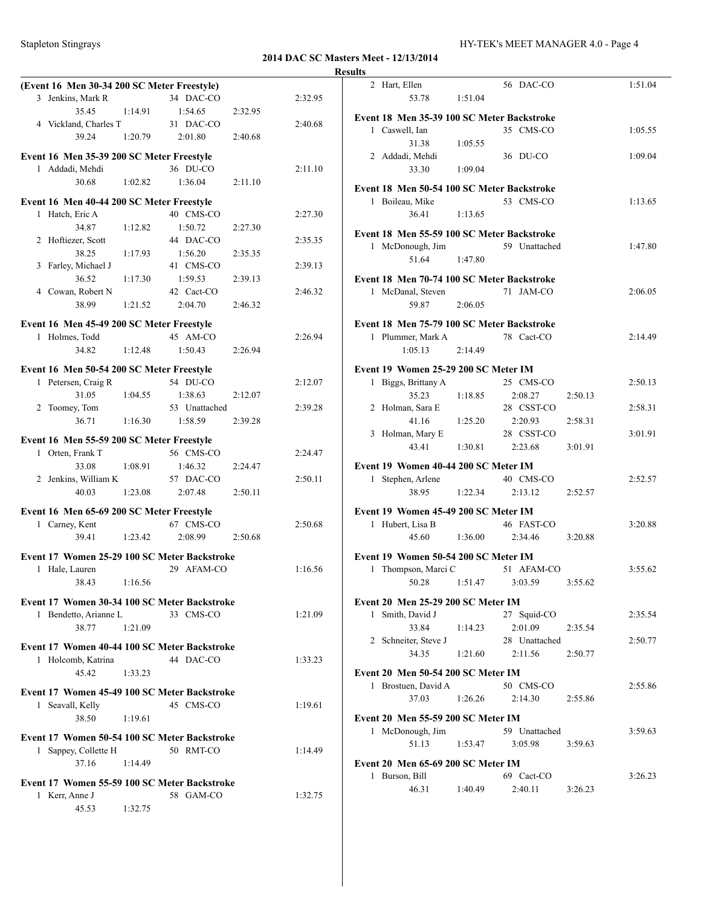## 2014 DAC SC Masters Meet - 12/13/2014

### Results

**(Event 16 Men 30-34 200 SC Meter Freestyle)**

| Place | Name | Age | Team | Finals Time |
|---|---|---|---|---|
| 3 | Jenkins, Mark R | 34 | DAC-CO | 2:32.95 |
| | 35.45 1:14.91 1:54.65 2:32.95 | | | |
| 4 | Vickland, Charles T | 31 | DAC-CO | 2:40.68 |
| | 39.24 1:20.79 2:01.80 2:40.68 | | | |

**Event 16 Men 35-39 200 SC Meter Freestyle**

| Place | Name | Age | Team | Finals Time |
|---|---|---|---|---|
| 1 | Addadi, Mehdi | 36 | DU-CO | 2:11.10 |
| | 30.68 1:02.82 1:36.04 2:11.10 | | | |

**Event 16 Men 40-44 200 SC Meter Freestyle**

| Place | Name | Age | Team | Finals Time |
|---|---|---|---|---|
| 1 | Hatch, Eric A | 40 | CMS-CO | 2:27.30 |
| | 34.87 1:12.82 1:50.72 2:27.30 | | | |
| 2 | Hofftiezer, Scott | 44 | DAC-CO | 2:35.35 |
| | 38.25 1:17.93 1:56.20 2:35.35 | | | |
| 3 | Farley, Michael J | 41 | CMS-CO | 2:39.13 |
| | 36.52 1:17.30 1:59.53 2:39.13 | | | |
| 4 | Cowan, Robert N | 42 | Cact-CO | 2:46.32 |
| | 38.99 1:21.52 2:04.70 2:46.32 | | | |

**Event 16 Men 45-49 200 SC Meter Freestyle**

| Place | Name | Age | Team | Finals Time |
|---|---|---|---|---|
| 1 | Holmes, Todd | 45 | AM-CO | 2:26.94 |
| | 34.82 1:12.48 1:50.43 2:26.94 | | | |

**Event 16 Men 50-54 200 SC Meter Freestyle**

| Place | Name | Age | Team | Finals Time |
|---|---|---|---|---|
| 1 | Petersen, Craig R | 54 | DU-CO | 2:12.07 |
| | 31.05 1:04.55 1:38.63 2:12.07 | | | |
| 2 | Toomey, Tom | 53 | Unattached | 2:39.28 |
| | 36.71 1:16.30 1:58.59 2:39.28 | | | |

**Event 16 Men 55-59 200 SC Meter Freestyle**

| Place | Name | Age | Team | Finals Time |
|---|---|---|---|---|
| 1 | Orten, Frank T | 56 | CMS-CO | 2:24.47 |
| | 33.08 1:08.91 1:46.32 2:24.47 | | | |
| 2 | Jenkins, William K | 57 | DAC-CO | 2:50.11 |
| | 40.03 1:23.08 2:07.48 2:50.11 | | | |

**Event 16 Men 65-69 200 SC Meter Freestyle**

| Place | Name | Age | Team | Finals Time |
|---|---|---|---|---|
| 1 | Carney, Kent | 67 | CMS-CO | 2:50.68 |
| | 39.41 1:23.42 2:08.99 2:50.68 | | | |

**Event 17 Women 25-29 100 SC Meter Backstroke**

| Place | Name | Age | Team | Finals Time |
|---|---|---|---|---|
| 1 | Hale, Lauren | 29 | AFAM-CO | 1:16.56 |
| | 38.43 1:16.56 | | | |

**Event 17 Women 30-34 100 SC Meter Backstroke**

| Place | Name | Age | Team | Finals Time |
|---|---|---|---|---|
| 1 | Bendetto, Arianne L | 33 | CMS-CO | 1:21.09 |
| | 38.77 1:21.09 | | | |

**Event 17 Women 40-44 100 SC Meter Backstroke**

| Place | Name | Age | Team | Finals Time |
|---|---|---|---|---|
| 1 | Holcomb, Katrina | 44 | DAC-CO | 1:33.23 |
| | 45.42 1:33.23 | | | |

**Event 17 Women 45-49 100 SC Meter Backstroke**

| Place | Name | Age | Team | Finals Time |
|---|---|---|---|---|
| 1 | Seavall, Kelly | 45 | CMS-CO | 1:19.61 |
| | 38.50 1:19.61 | | | |

**Event 17 Women 50-54 100 SC Meter Backstroke**

| Place | Name | Age | Team | Finals Time |
|---|---|---|---|---|
| 1 | Sappey, Collette H | 50 | RMT-CO | 1:14.49 |
| | 37.16 1:14.49 | | | |

**Event 17 Women 55-59 100 SC Meter Backstroke**

| Place | Name | Age | Team | Finals Time |
|---|---|---|---|---|
| 1 | Kerr, Anne J | 58 | GAM-CO | 1:32.75 |
| | 45.53 1:32.75 | | | |
| 2 | Hart, Ellen | 56 | DAC-CO | 1:51.04 |
| | 53.78 1:51.04 | | | |

**Event 18 Men 35-39 100 SC Meter Backstroke**

| Place | Name | Age | Team | Finals Time |
|---|---|---|---|---|
| 1 | Caswell, Ian | 35 | CMS-CO | 1:05.55 |
| | 31.38 1:05.55 | | | |
| 2 | Addadi, Mehdi | 36 | DU-CO | 1:09.04 |
| | 33.30 1:09.04 | | | |

**Event 18 Men 50-54 100 SC Meter Backstroke**

| Place | Name | Age | Team | Finals Time |
|---|---|---|---|---|
| 1 | Boileau, Mike | 53 | CMS-CO | 1:13.65 |
| | 36.41 1:13.65 | | | |

**Event 18 Men 55-59 100 SC Meter Backstroke**

| Place | Name | Age | Team | Finals Time |
|---|---|---|---|---|
| 1 | McDonough, Jim | 59 | Unattached | 1:47.80 |
| | 51.64 1:47.80 | | | |

**Event 18 Men 70-74 100 SC Meter Backstroke**

| Place | Name | Age | Team | Finals Time |
|---|---|---|---|---|
| 1 | McDanal, Steven | 71 | JAM-CO | 2:06.05 |
| | 59.87 2:06.05 | | | |

**Event 18 Men 75-79 100 SC Meter Backstroke**

| Place | Name | Age | Team | Finals Time |
|---|---|---|---|---|
| 1 | Plummer, Mark A | 78 | Cact-CO | 2:14.49 |
| | 1:05.13 2:14.49 | | | |

**Event 19 Women 25-29 200 SC Meter IM**

| Place | Name | Age | Team | Finals Time |
|---|---|---|---|---|
| 1 | Biggs, Brittany A | 25 | CMS-CO | 2:50.13 |
| | 35.23 1:18.85 2:08.27 2:50.13 | | | |
| 2 | Holman, Sara E | 28 | CSST-CO | 2:58.31 |
| | 41.16 1:25.20 2:20.93 2:58.31 | | | |
| 3 | Holman, Mary E | 28 | CSST-CO | 3:01.91 |
| | 43.41 1:30.81 2:23.68 3:01.91 | | | |

**Event 19 Women 40-44 200 SC Meter IM**

| Place | Name | Age | Team | Finals Time |
|---|---|---|---|---|
| 1 | Stephen, Arlene | 40 | CMS-CO | 2:52.57 |
| | 38.95 1:22.34 2:13.12 2:52.57 | | | |

**Event 19 Women 45-49 200 SC Meter IM**

| Place | Name | Age | Team | Finals Time |
|---|---|---|---|---|
| 1 | Hubert, Lisa B | 46 | FAST-CO | 3:20.88 |
| | 45.60 1:36.00 2:34.46 3:20.88 | | | |

**Event 19 Women 50-54 200 SC Meter IM**

| Place | Name | Age | Team | Finals Time |
|---|---|---|---|---|
| 1 | Thompson, Marci C | 51 | AFAM-CO | 3:55.62 |
| | 50.28 1:51.47 3:03.59 3:55.62 | | | |

**Event 20 Men 25-29 200 SC Meter IM**

| Place | Name | Age | Team | Finals Time |
|---|---|---|---|---|
| 1 | Smith, David J | 27 | Squid-CO | 2:35.54 |
| | 33.84 1:14.23 2:01.09 2:35.54 | | | |
| 2 | Schneiter, Steve J | 28 | Unattached | 2:50.77 |
| | 34.35 1:21.60 2:11.56 2:50.77 | | | |

**Event 20 Men 50-54 200 SC Meter IM**

| Place | Name | Age | Team | Finals Time |
|---|---|---|---|---|
| 1 | Brostuen, David A | 50 | CMS-CO | 2:55.86 |
| | 37.03 1:26.26 2:14.30 2:55.86 | | | |

**Event 20 Men 55-59 200 SC Meter IM**

| Place | Name | Age | Team | Finals Time |
|---|---|---|---|---|
| 1 | McDonough, Jim | 59 | Unattached | 3:59.63 |
| | 51.13 1:53.47 3:05.98 3:59.63 | | | |

**Event 20 Men 65-69 200 SC Meter IM**

| Place | Name | Age | Team | Finals Time |
|---|---|---|---|---|
| 1 | Burson, Bill | 69 | Cact-CO | 3:26.23 |
| | 46.31 1:40.49 2:40.11 3:26.23 | | | |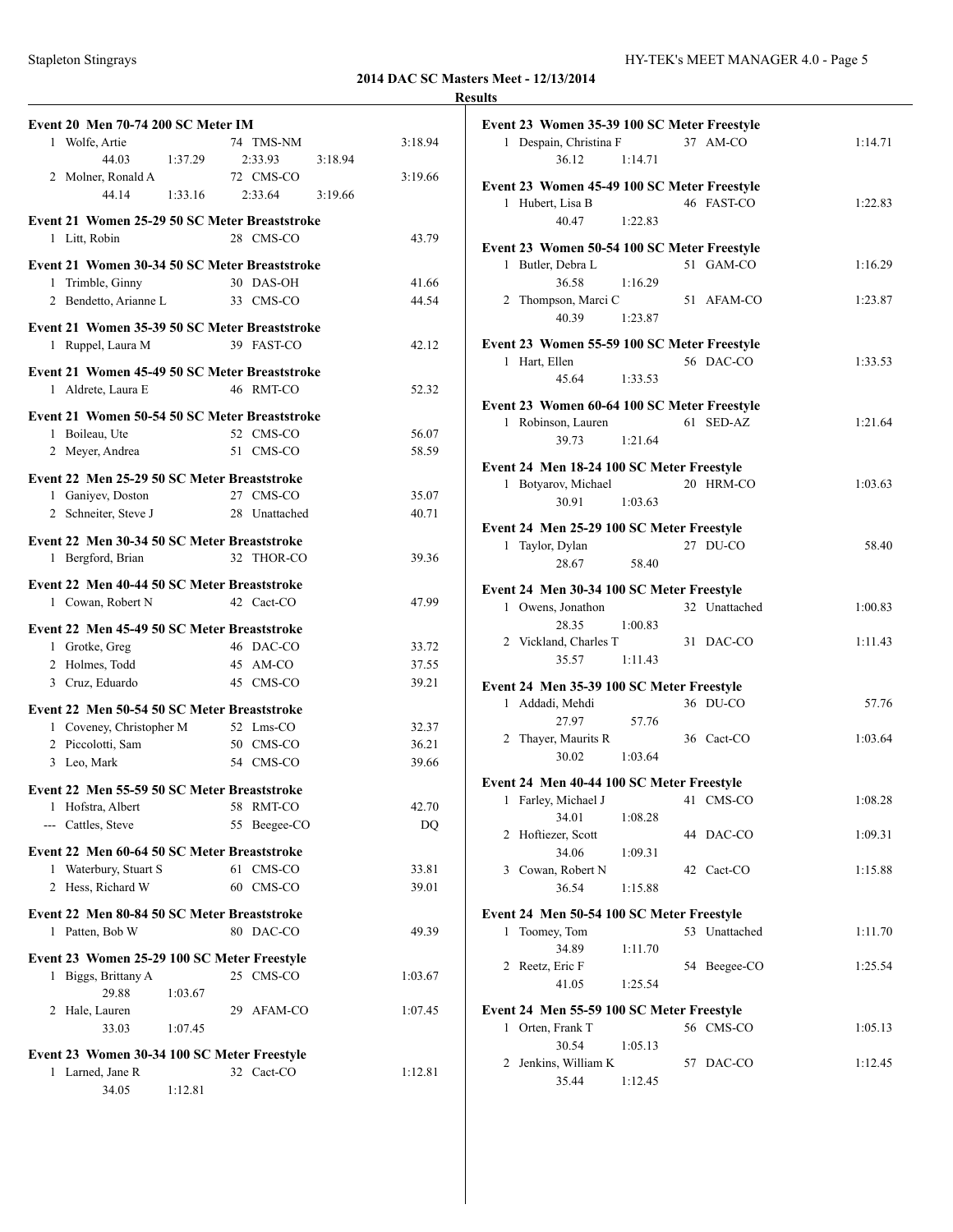## 2014 DAC SC Masters Meet - 12/13/2014

### Results

**Event 20 Men 70-74 200 SC Meter IM**

| Place | Name | Age | Team | Time |
|---|---|---|---|---|
| 1 | Wolfe, Artie | 74 | TMS-NM | 3:18.94 |
| | 44.03 1:37.29 2:33.93 3:18.94 | | | |
| 2 | Molner, Ronald A | 72 | CMS-CO | 3:19.66 |
| | 44.14 1:33.16 2:33.64 3:19.66 | | | |

**Event 21 Women 25-29 50 SC Meter Breaststroke**

| Place | Name | Age | Team | Time |
|---|---|---|---|---|
| 1 | Litt, Robin | 28 | CMS-CO | 43.79 |

**Event 21 Women 30-34 50 SC Meter Breaststroke**

| Place | Name | Age | Team | Time |
|---|---|---|---|---|
| 1 | Trimble, Ginny | 30 | DAS-OH | 41.66 |
| 2 | Bendetto, Arianne L | 33 | CMS-CO | 44.54 |

**Event 21 Women 35-39 50 SC Meter Breaststroke**

| Place | Name | Age | Team | Time |
|---|---|---|---|---|
| 1 | Ruppel, Laura M | 39 | FAST-CO | 42.12 |

**Event 21 Women 45-49 50 SC Meter Breaststroke**

| Place | Name | Age | Team | Time |
|---|---|---|---|---|
| 1 | Aldrete, Laura E | 46 | RMT-CO | 52.32 |

**Event 21 Women 50-54 50 SC Meter Breaststroke**

| Place | Name | Age | Team | Time |
|---|---|---|---|---|
| 1 | Boileau, Ute | 52 | CMS-CO | 56.07 |
| 2 | Meyer, Andrea | 51 | CMS-CO | 58.59 |

**Event 22 Men 25-29 50 SC Meter Breaststroke**

| Place | Name | Age | Team | Time |
|---|---|---|---|---|
| 1 | Ganiyev, Doston | 27 | CMS-CO | 35.07 |
| 2 | Schneiter, Steve J | 28 | Unattached | 40.71 |

**Event 22 Men 30-34 50 SC Meter Breaststroke**

| Place | Name | Age | Team | Time |
|---|---|---|---|---|
| 1 | Bergford, Brian | 32 | THOR-CO | 39.36 |

**Event 22 Men 40-44 50 SC Meter Breaststroke**

| Place | Name | Age | Team | Time |
|---|---|---|---|---|
| 1 | Cowan, Robert N | 42 | Cact-CO | 47.99 |

**Event 22 Men 45-49 50 SC Meter Breaststroke**

| Place | Name | Age | Team | Time |
|---|---|---|---|---|
| 1 | Grotke, Greg | 46 | DAC-CO | 33.72 |
| 2 | Holmes, Todd | 45 | AM-CO | 37.55 |
| 3 | Cruz, Eduardo | 45 | CMS-CO | 39.21 |

**Event 22 Men 50-54 50 SC Meter Breaststroke**

| Place | Name | Age | Team | Time |
|---|---|---|---|---|
| 1 | Coveney, Christopher M | 52 | Lms-CO | 32.37 |
| 2 | Piccolotti, Sam | 50 | CMS-CO | 36.21 |
| 3 | Leo, Mark | 54 | CMS-CO | 39.66 |

**Event 22 Men 55-59 50 SC Meter Breaststroke**

| Place | Name | Age | Team | Time |
|---|---|---|---|---|
| 1 | Hofstra, Albert | 58 | RMT-CO | 42.70 |
| --- | Cattles, Steve | 55 | Beegee-CO | DQ |

**Event 22 Men 60-64 50 SC Meter Breaststroke**

| Place | Name | Age | Team | Time |
|---|---|---|---|---|
| 1 | Waterbury, Stuart S | 61 | CMS-CO | 33.81 |
| 2 | Hess, Richard W | 60 | CMS-CO | 39.01 |

**Event 22 Men 80-84 50 SC Meter Breaststroke**

| Place | Name | Age | Team | Time |
|---|---|---|---|---|
| 1 | Patten, Bob W | 80 | DAC-CO | 49.39 |

**Event 23 Women 25-29 100 SC Meter Freestyle**

| Place | Name | Age | Team | Time |
|---|---|---|---|---|
| 1 | Biggs, Brittany A | 25 | CMS-CO | 1:03.67 |
| | 29.88 1:03.67 | | | |
| 2 | Hale, Lauren | 29 | AFAM-CO | 1:07.45 |
| | 33.03 1:07.45 | | | |

**Event 23 Women 30-34 100 SC Meter Freestyle**

| Place | Name | Age | Team | Time |
|---|---|---|---|---|
| 1 | Larned, Jane R | 32 | Cact-CO | 1:12.81 |
| | 34.05 1:12.81 | | | |

**Event 23 Women 35-39 100 SC Meter Freestyle**

| Place | Name | Age | Team | Time |
|---|---|---|---|---|
| 1 | Despain, Christina F | 37 | AM-CO | 1:14.71 |
| | 36.12 1:14.71 | | | |

**Event 23 Women 45-49 100 SC Meter Freestyle**

| Place | Name | Age | Team | Time |
|---|---|---|---|---|
| 1 | Hubert, Lisa B | 46 | FAST-CO | 1:22.83 |
| | 40.47 1:22.83 | | | |

**Event 23 Women 50-54 100 SC Meter Freestyle**

| Place | Name | Age | Team | Time |
|---|---|---|---|---|
| 1 | Butler, Debra L | 51 | GAM-CO | 1:16.29 |
| | 36.58 1:16.29 | | | |
| 2 | Thompson, Marci C | 51 | AFAM-CO | 1:23.87 |
| | 40.39 1:23.87 | | | |

**Event 23 Women 55-59 100 SC Meter Freestyle**

| Place | Name | Age | Team | Time |
|---|---|---|---|---|
| 1 | Hart, Ellen | 56 | DAC-CO | 1:33.53 |
| | 45.64 1:33.53 | | | |

**Event 23 Women 60-64 100 SC Meter Freestyle**

| Place | Name | Age | Team | Time |
|---|---|---|---|---|
| 1 | Robinson, Lauren | 61 | SED-AZ | 1:21.64 |
| | 39.73 1:21.64 | | | |

**Event 24 Men 18-24 100 SC Meter Freestyle**

| Place | Name | Age | Team | Time |
|---|---|---|---|---|
| 1 | Botyarov, Michael | 20 | HRM-CO | 1:03.63 |
| | 30.91 1:03.63 | | | |

**Event 24 Men 25-29 100 SC Meter Freestyle**

| Place | Name | Age | Team | Time |
|---|---|---|---|---|
| 1 | Taylor, Dylan | 27 | DU-CO | 58.40 |
| | 28.67 58.40 | | | |

**Event 24 Men 30-34 100 SC Meter Freestyle**

| Place | Name | Age | Team | Time |
|---|---|---|---|---|
| 1 | Owens, Jonathon | 32 | Unattached | 1:00.83 |
| | 28.35 1:00.83 | | | |
| 2 | Vickland, Charles T | 31 | DAC-CO | 1:11.43 |
| | 35.57 1:11.43 | | | |

**Event 24 Men 35-39 100 SC Meter Freestyle**

| Place | Name | Age | Team | Time |
|---|---|---|---|---|
| 1 | Addadi, Mehdi | 36 | DU-CO | 57.76 |
| | 27.97 57.76 | | | |
| 2 | Thayer, Maurits R | 36 | Cact-CO | 1:03.64 |
| | 30.02 1:03.64 | | | |

**Event 24 Men 40-44 100 SC Meter Freestyle**

| Place | Name | Age | Team | Time |
|---|---|---|---|---|
| 1 | Farley, Michael J | 41 | CMS-CO | 1:08.28 |
| | 34.01 1:08.28 | | | |
| 2 | Hoftiezer, Scott | 44 | DAC-CO | 1:09.31 |
| | 34.06 1:09.31 | | | |
| 3 | Cowan, Robert N | 42 | Cact-CO | 1:15.88 |
| | 36.54 1:15.88 | | | |

**Event 24 Men 50-54 100 SC Meter Freestyle**

| Place | Name | Age | Team | Time |
|---|---|---|---|---|
| 1 | Toomey, Tom | 53 | Unattached | 1:11.70 |
| | 34.89 1:11.70 | | | |
| 2 | Reetz, Eric F | 54 | Beegee-CO | 1:25.54 |
| | 41.05 1:25.54 | | | |

**Event 24 Men 55-59 100 SC Meter Freestyle**

| Place | Name | Age | Team | Time |
|---|---|---|---|---|
| 1 | Orten, Frank T | 56 | CMS-CO | 1:05.13 |
| | 30.54 1:05.13 | | | |
| 2 | Jenkins, William K | 57 | DAC-CO | 1:12.45 |
| | 35.44 1:12.45 | | | |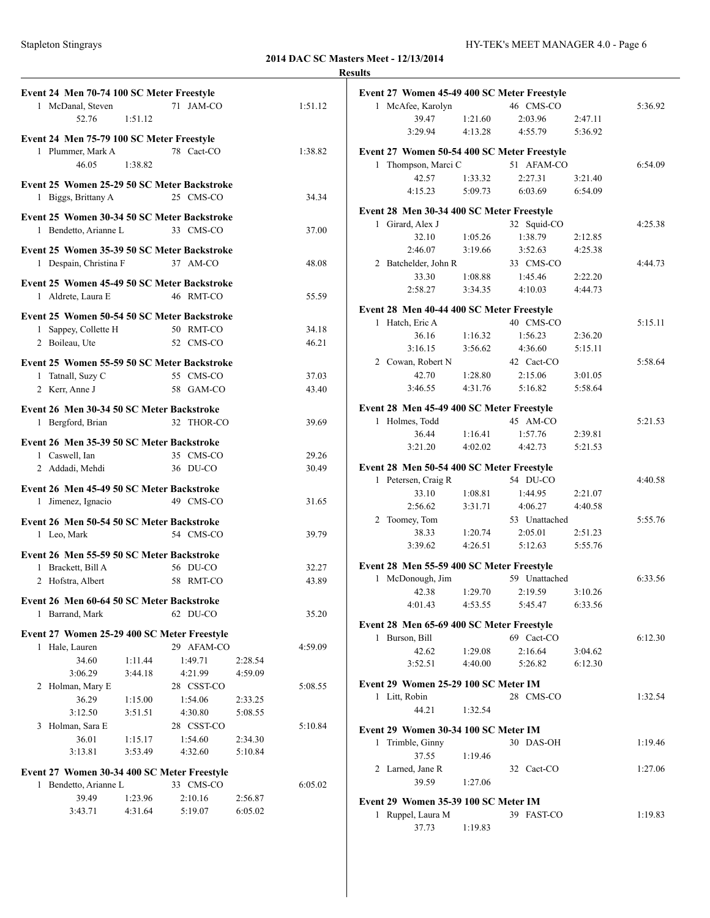**2014 DAC SC Masters Meet - 12/13/2014**

**Results**

### Event 24 Men 70-74 100 SC Meter Freestyle

1 McDanal, Steven 71 JAM-CO 1:51.12
52.76 1:51.12

### Event 24 Men 75-79 100 SC Meter Freestyle

1 Plummer, Mark A 78 Cact-CO 1:38.82
46.05 1:38.82

### Event 25 Women 25-29 50 SC Meter Backstroke

1 Biggs, Brittany A 25 CMS-CO 34.34

### Event 25 Women 30-34 50 SC Meter Backstroke

1 Bendetto, Arianne L 33 CMS-CO 37.00

### Event 25 Women 35-39 50 SC Meter Backstroke

1 Despain, Christina F 37 AM-CO 48.08

### Event 25 Women 45-49 50 SC Meter Backstroke

1 Aldrete, Laura E 46 RMT-CO 55.59

### Event 25 Women 50-54 50 SC Meter Backstroke

1 Sappey, Collette H 50 RMT-CO 34.18
2 Boileau, Ute 52 CMS-CO 46.21

### Event 25 Women 55-59 50 SC Meter Backstroke

1 Tatnall, Suzy C 55 CMS-CO 37.03
2 Kerr, Anne J 58 GAM-CO 43.40

### Event 26 Men 30-34 50 SC Meter Backstroke

1 Bergford, Brian 32 THOR-CO 39.69

### Event 26 Men 35-39 50 SC Meter Backstroke

1 Caswell, Ian 35 CMS-CO 29.26
2 Addadi, Mehdi 36 DU-CO 30.49

### Event 26 Men 45-49 50 SC Meter Backstroke

1 Jimenez, Ignacio 49 CMS-CO 31.65

### Event 26 Men 50-54 50 SC Meter Backstroke

1 Leo, Mark 54 CMS-CO 39.79

### Event 26 Men 55-59 50 SC Meter Backstroke

1 Brackett, Bill A 56 DU-CO 32.27
2 Hofstra, Albert 58 RMT-CO 43.89

### Event 26 Men 60-64 50 SC Meter Backstroke

1 Barrand, Mark 62 DU-CO 35.20

### Event 27 Women 25-29 400 SC Meter Freestyle

1 Hale, Lauren 29 AFAM-CO 4:59.09
34.60 1:11.44 1:49.71 2:28.54
3:06.29 3:44.18 4:21.99 4:59.09

2 Holman, Mary E 28 CSST-CO 5:08.55
36.29 1:15.00 1:54.06 2:33.25
3:12.50 3:51.51 4:30.80 5:08.55

3 Holman, Sara E 28 CSST-CO 5:10.84
36.01 1:15.17 1:54.60 2:34.30
3:13.81 3:53.49 4:32.60 5:10.84

### Event 27 Women 30-34 400 SC Meter Freestyle

1 Bendetto, Arianne L 33 CMS-CO 6:05.02
39.49 1:23.96 2:10.16 2:56.87
3:43.71 4:31.64 5:19.07 6:05.02

### Event 27 Women 45-49 400 SC Meter Freestyle

1 McAfee, Karolyn 46 CMS-CO 5:36.92
39.47 1:21.60 2:03.96 2:47.11
3:29.94 4:13.28 4:55.79 5:36.92

### Event 27 Women 50-54 400 SC Meter Freestyle

1 Thompson, Marci C 51 AFAM-CO 6:54.09
42.57 1:33.32 2:27.31 3:21.40
4:15.23 5:09.73 6:03.69 6:54.09

### Event 28 Men 30-34 400 SC Meter Freestyle

1 Girard, Alex J 32 Squid-CO 4:25.38
32.10 1:05.26 1:38.79 2:12.85
2:46.07 3:19.66 3:52.63 4:25.38

2 Batchelder, John R 33 CMS-CO 4:44.73
33.30 1:08.88 1:45.46 2:22.20
2:58.27 3:34.35 4:10.03 4:44.73

### Event 28 Men 40-44 400 SC Meter Freestyle

1 Hatch, Eric A 40 CMS-CO 5:15.11
36.16 1:16.32 1:56.23 2:36.20
3:16.15 3:56.62 4:36.60 5:15.11

2 Cowan, Robert N 42 Cact-CO 5:58.64
42.70 1:28.80 2:15.06 3:01.05
3:46.55 4:31.76 5:16.82 5:58.64

### Event 28 Men 45-49 400 SC Meter Freestyle

1 Holmes, Todd 45 AM-CO 5:21.53
36.44 1:16.41 1:57.76 2:39.81
3:21.20 4:02.02 4:42.73 5:21.53

### Event 28 Men 50-54 400 SC Meter Freestyle

1 Petersen, Craig R 54 DU-CO 4:40.58
33.10 1:08.81 1:44.95 2:21.07
2:56.62 3:31.71 4:06.27 4:40.58

2 Toomey, Tom 53 Unattached 5:55.76
38.33 1:20.74 2:05.01 2:51.23
3:39.62 4:26.51 5:12.63 5:55.76

### Event 28 Men 55-59 400 SC Meter Freestyle

1 McDonough, Jim 59 Unattached 6:33.56
42.38 1:29.70 2:19.59 3:10.26
4:01.43 4:53.55 5:45.47 6:33.56

### Event 28 Men 65-69 400 SC Meter Freestyle

1 Burson, Bill 69 Cact-CO 6:12.30
42.62 1:29.08 2:16.64 3:04.62
3:52.51 4:40.00 5:26.82 6:12.30

### Event 29 Women 25-29 100 SC Meter IM

1 Litt, Robin 28 CMS-CO 1:32.54
44.21 1:32.54

### Event 29 Women 30-34 100 SC Meter IM

1 Trimble, Ginny 30 DAS-OH 1:19.46
37.55 1:19.46

2 Larned, Jane R 32 Cact-CO 1:27.06
39.59 1:27.06

### Event 29 Women 35-39 100 SC Meter IM

1 Ruppel, Laura M 39 FAST-CO 1:19.83
37.73 1:19.83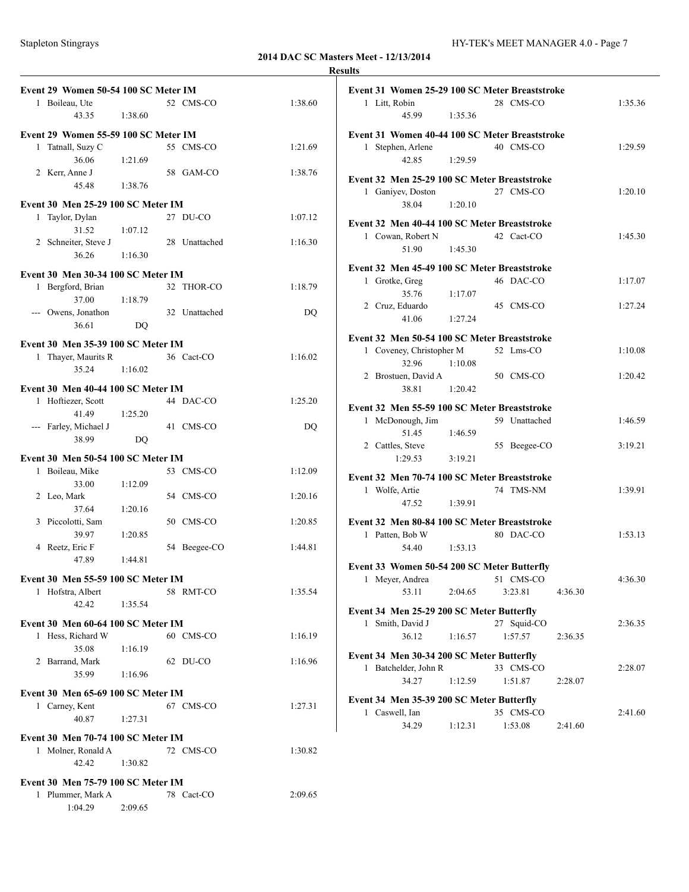**2014 DAC SC Masters Meet - 12/13/2014**

**Results**

### Event 29 Women 50-54 100 SC Meter IM

| | | | | |
|---|---|---|---|---|
| 1 | Boileau, Ute | 52 | CMS-CO | 1:38.60 |
| | 43.35 1:38.60 | | | |

### Event 29 Women 55-59 100 SC Meter IM

| | | | | |
|---|---|---|---|---|
| 1 | Tatnall, Suzy C | 55 | CMS-CO | 1:21.69 |
| | 36.06 1:21.69 | | | |
| 2 | Kerr, Anne J | 58 | GAM-CO | 1:38.76 |
| | 45.48 1:38.76 | | | |

### Event 30 Men 25-29 100 SC Meter IM

| | | | | |
|---|---|---|---|---|
| 1 | Taylor, Dylan | 27 | DU-CO | 1:07.12 |
| | 31.52 1:07.12 | | | |
| 2 | Schneiter, Steve J | 28 | Unattached | 1:16.30 |
| | 36.26 1:16.30 | | | |

### Event 30 Men 30-34 100 SC Meter IM

| | | | | |
|---|---|---|---|---|
| 1 | Bergford, Brian | 32 | THOR-CO | 1:18.79 |
| | 37.00 1:18.79 | | | |
| --- | Owens, Jonathon | 32 | Unattached | DQ |
| | 36.61 DQ | | | |

### Event 30 Men 35-39 100 SC Meter IM

| | | | | |
|---|---|---|---|---|
| 1 | Thayer, Maurits R | 36 | Cact-CO | 1:16.02 |
| | 35.24 1:16.02 | | | |

### Event 30 Men 40-44 100 SC Meter IM

| | | | | |
|---|---|---|---|---|
| 1 | Hoftiezer, Scott | 44 | DAC-CO | 1:25.20 |
| | 41.49 1:25.20 | | | |
| --- | Farley, Michael J | 41 | CMS-CO | DQ |
| | 38.99 DQ | | | |

### Event 30 Men 50-54 100 SC Meter IM

| | | | | |
|---|---|---|---|---|
| 1 | Boileau, Mike | 53 | CMS-CO | 1:12.09 |
| | 33.00 1:12.09 | | | |
| 2 | Leo, Mark | 54 | CMS-CO | 1:20.16 |
| | 37.64 1:20.16 | | | |
| 3 | Piccolotti, Sam | 50 | CMS-CO | 1:20.85 |
| | 39.97 1:20.85 | | | |
| 4 | Reetz, Eric F | 54 | Beegee-CO | 1:44.81 |
| | 47.89 1:44.81 | | | |

### Event 30 Men 55-59 100 SC Meter IM

| | | | | |
|---|---|---|---|---|
| 1 | Hofstra, Albert | 58 | RMT-CO | 1:35.54 |
| | 42.42 1:35.54 | | | |

### Event 30 Men 60-64 100 SC Meter IM

| | | | | |
|---|---|---|---|---|
| 1 | Hess, Richard W | 60 | CMS-CO | 1:16.19 |
| | 35.08 1:16.19 | | | |
| 2 | Barrand, Mark | 62 | DU-CO | 1:16.96 |
| | 35.99 1:16.96 | | | |

### Event 30 Men 65-69 100 SC Meter IM

| | | | | |
|---|---|---|---|---|
| 1 | Carney, Kent | 67 | CMS-CO | 1:27.31 |
| | 40.87 1:27.31 | | | |

### Event 30 Men 70-74 100 SC Meter IM

| | | | | |
|---|---|---|---|---|
| 1 | Molner, Ronald A | 72 | CMS-CO | 1:30.82 |
| | 42.42 1:30.82 | | | |

### Event 30 Men 75-79 100 SC Meter IM

| | | | | |
|---|---|---|---|---|
| 1 | Plummer, Mark A | 78 | Cact-CO | 2:09.65 |
| | 1:04.29 2:09.65 | | | |

### Event 31 Women 25-29 100 SC Meter Breaststroke

| | | | | |
|---|---|---|---|---|
| 1 | Litt, Robin | 28 | CMS-CO | 1:35.36 |
| | 45.99 1:35.36 | | | |

### Event 31 Women 40-44 100 SC Meter Breaststroke

| | | | | |
|---|---|---|---|---|
| 1 | Stephen, Arlene | 40 | CMS-CO | 1:29.59 |
| | 42.85 1:29.59 | | | |

### Event 32 Men 25-29 100 SC Meter Breaststroke

| | | | | |
|---|---|---|---|---|
| 1 | Ganiyev, Doston | 27 | CMS-CO | 1:20.10 |
| | 38.04 1:20.10 | | | |

### Event 32 Men 40-44 100 SC Meter Breaststroke

| | | | | |
|---|---|---|---|---|
| 1 | Cowan, Robert N | 42 | Cact-CO | 1:45.30 |
| | 51.90 1:45.30 | | | |

### Event 32 Men 45-49 100 SC Meter Breaststroke

| | | | | |
|---|---|---|---|---|
| 1 | Grotke, Greg | 46 | DAC-CO | 1:17.07 |
| | 35.76 1:17.07 | | | |
| 2 | Cruz, Eduardo | 45 | CMS-CO | 1:27.24 |
| | 41.06 1:27.24 | | | |

### Event 32 Men 50-54 100 SC Meter Breaststroke

| | | | | |
|---|---|---|---|---|
| 1 | Coveney, Christopher M | 52 | Lms-CO | 1:10.08 |
| | 32.96 1:10.08 | | | |
| 2 | Brostuen, David A | 50 | CMS-CO | 1:20.42 |
| | 38.81 1:20.42 | | | |

### Event 32 Men 55-59 100 SC Meter Breaststroke

| | | | | |
|---|---|---|---|---|
| 1 | McDonough, Jim | 59 | Unattached | 1:46.59 |
| | 51.45 1:46.59 | | | |
| 2 | Cattles, Steve | 55 | Beegee-CO | 3:19.21 |
| | 1:29.53 3:19.21 | | | |

### Event 32 Men 70-74 100 SC Meter Breaststroke

| | | | | |
|---|---|---|---|---|
| 1 | Wolfe, Artie | 74 | TMS-NM | 1:39.91 |
| | 47.52 1:39.91 | | | |

### Event 32 Men 80-84 100 SC Meter Breaststroke

| | | | | |
|---|---|---|---|---|
| 1 | Patten, Bob W | 80 | DAC-CO | 1:53.13 |
| | 54.40 1:53.13 | | | |

### Event 33 Women 50-54 200 SC Meter Butterfly

| | | | | |
|---|---|---|---|---|
| 1 | Meyer, Andrea | 51 | CMS-CO | 4:36.30 |
| | 53.11 2:04.65 3:23.81 4:36.30 | | | |

### Event 34 Men 25-29 200 SC Meter Butterfly

| | | | | |
|---|---|---|---|---|
| 1 | Smith, David J | 27 | Squid-CO | 2:36.35 |
| | 36.12 1:16.57 1:57.57 2:36.35 | | | |

### Event 34 Men 30-34 200 SC Meter Butterfly

| | | | | |
|---|---|---|---|---|
| 1 | Batchelder, John R | 33 | CMS-CO | 2:28.07 |
| | 34.27 1:12.59 1:51.87 2:28.07 | | | |

### Event 34 Men 35-39 200 SC Meter Butterfly

| | | | | |
|---|---|---|---|---|
| 1 | Caswell, Ian | 35 | CMS-CO | 2:41.60 |
| | 34.29 1:12.31 1:53.08 2:41.60 | | | |